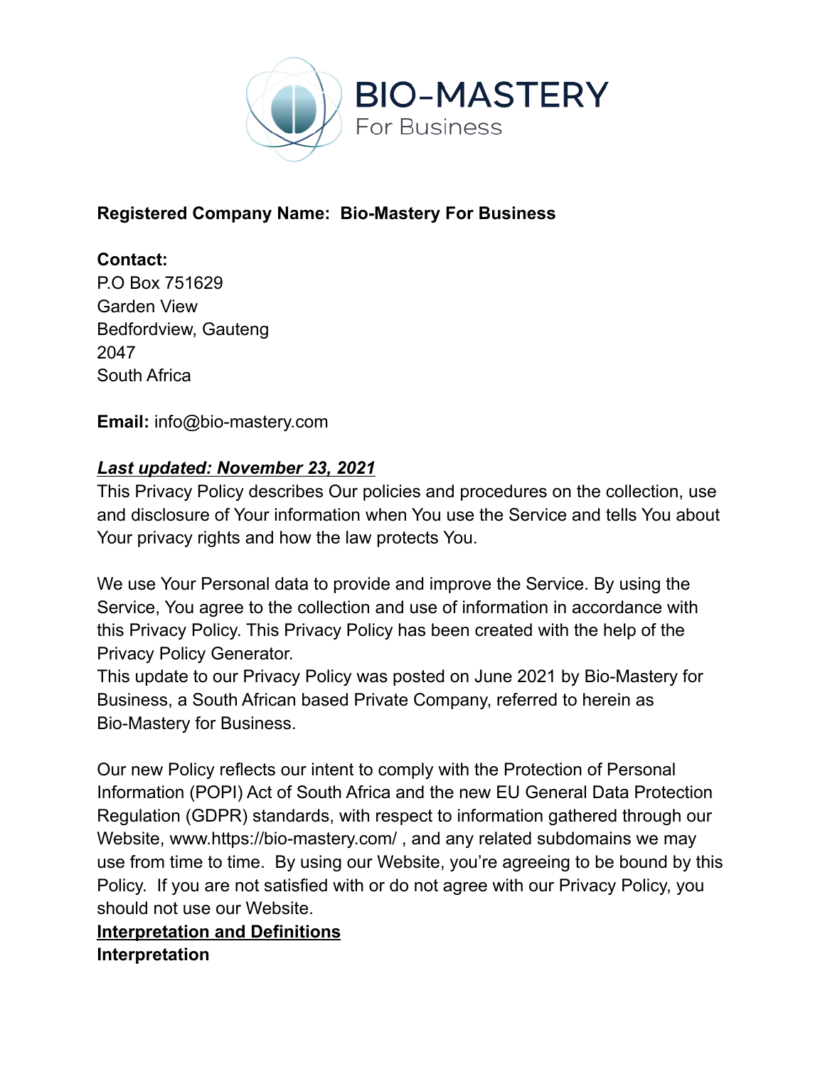BIO-MASTERY
For Business

**Registered Company Name: Bio-Mastery For Business**

**Contact:**
P.O Box 751629
Garden View
Bedfordview, Gauteng
2047
South Africa

**Email:** info@bio-mastery.com

***Last updated: November 23, 2021***

This Privacy Policy describes Our policies and procedures on the collection, use and disclosure of Your information when You use the Service and tells You about Your privacy rights and how the law protects You.

We use Your Personal data to provide and improve the Service. By using the Service, You agree to the collection and use of information in accordance with this Privacy Policy. This Privacy Policy has been created with the help of the Privacy Policy Generator.
This update to our Privacy Policy was posted on June 2021 by Bio-Mastery for Business, a South African based Private Company, referred to herein as Bio-Mastery for Business.

Our new Policy reflects our intent to comply with the Protection of Personal Information (POPI) Act of South Africa and the new EU General Data Protection Regulation (GDPR) standards, with respect to information gathered through our Website, www.https://bio-mastery.com/ , and any related subdomains we may use from time to time. By using our Website, you're agreeing to be bound by this Policy. If you are not satisfied with or do not agree with our Privacy Policy, you should not use our Website.

## Interpretation and Definitions

### Interpretation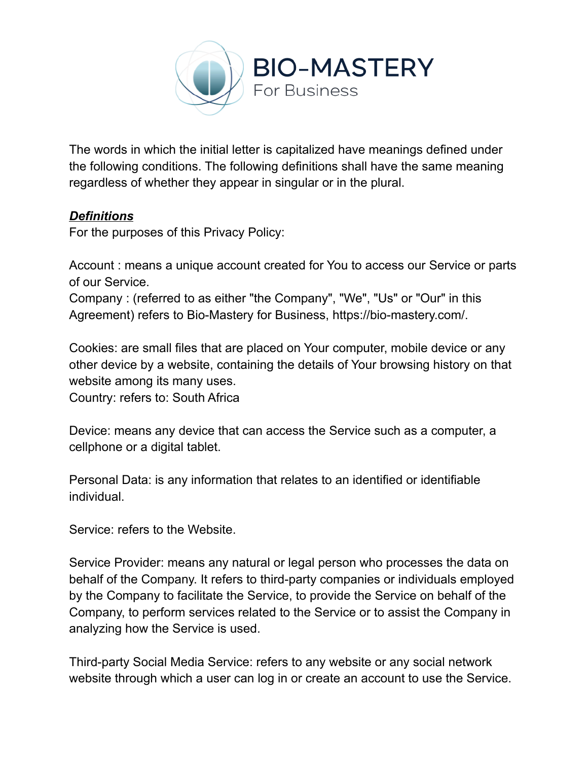The words in which the initial letter is capitalized have meanings defined under the following conditions. The following definitions shall have the same meaning regardless of whether they appear in singular or in the plural.

***Definitions***

For the purposes of this Privacy Policy:

Account : means a unique account created for You to access our Service or parts of our Service.

Company : (referred to as either "the Company", "We", "Us" or "Our" in this Agreement) refers to Bio-Mastery for Business, https://bio-mastery.com/.

Cookies: are small files that are placed on Your computer, mobile device or any other device by a website, containing the details of Your browsing history on that website among its many uses.

Country: refers to: South Africa

Device: means any device that can access the Service such as a computer, a cellphone or a digital tablet.

Personal Data: is any information that relates to an identified or identifiable individual.

Service: refers to the Website.

Service Provider: means any natural or legal person who processes the data on behalf of the Company. It refers to third-party companies or individuals employed by the Company to facilitate the Service, to provide the Service on behalf of the Company, to perform services related to the Service or to assist the Company in analyzing how the Service is used.

Third-party Social Media Service: refers to any website or any social network website through which a user can log in or create an account to use the Service.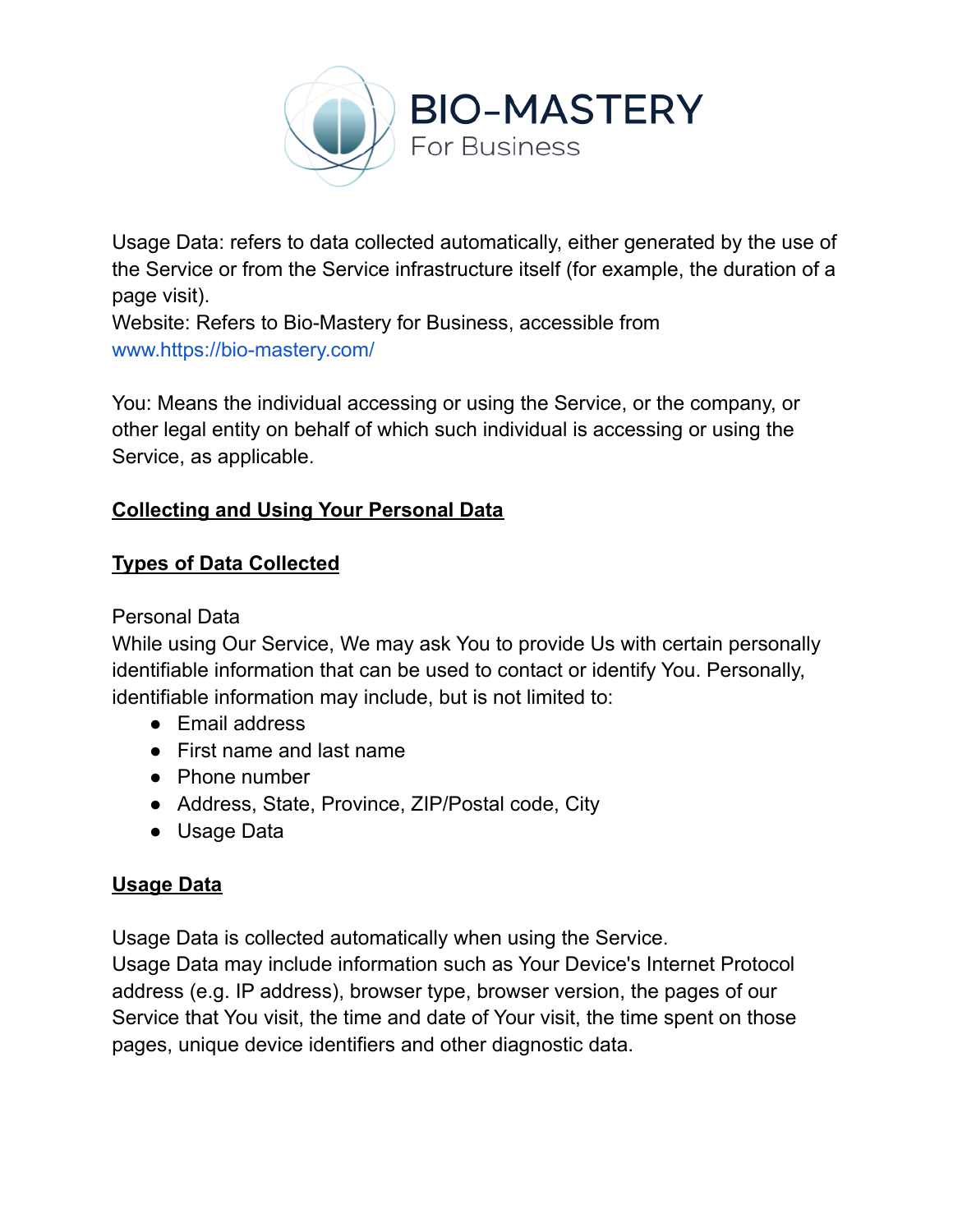Usage Data: refers to data collected automatically, either generated by the use of the Service or from the Service infrastructure itself (for example, the duration of a page visit).
Website: Refers to Bio-Mastery for Business, accessible from www.https://bio-mastery.com/

You: Means the individual accessing or using the Service, or the company, or other legal entity on behalf of which such individual is accessing or using the Service, as applicable.

## Collecting and Using Your Personal Data

### Types of Data Collected

Personal Data
While using Our Service, We may ask You to provide Us with certain personally identifiable information that can be used to contact or identify You. Personally, identifiable information may include, but is not limited to:

- Email address
- First name and last name
- Phone number
- Address, State, Province, ZIP/Postal code, City
- Usage Data

### Usage Data

Usage Data is collected automatically when using the Service.
Usage Data may include information such as Your Device's Internet Protocol address (e.g. IP address), browser type, browser version, the pages of our Service that You visit, the time and date of Your visit, the time spent on those pages, unique device identifiers and other diagnostic data.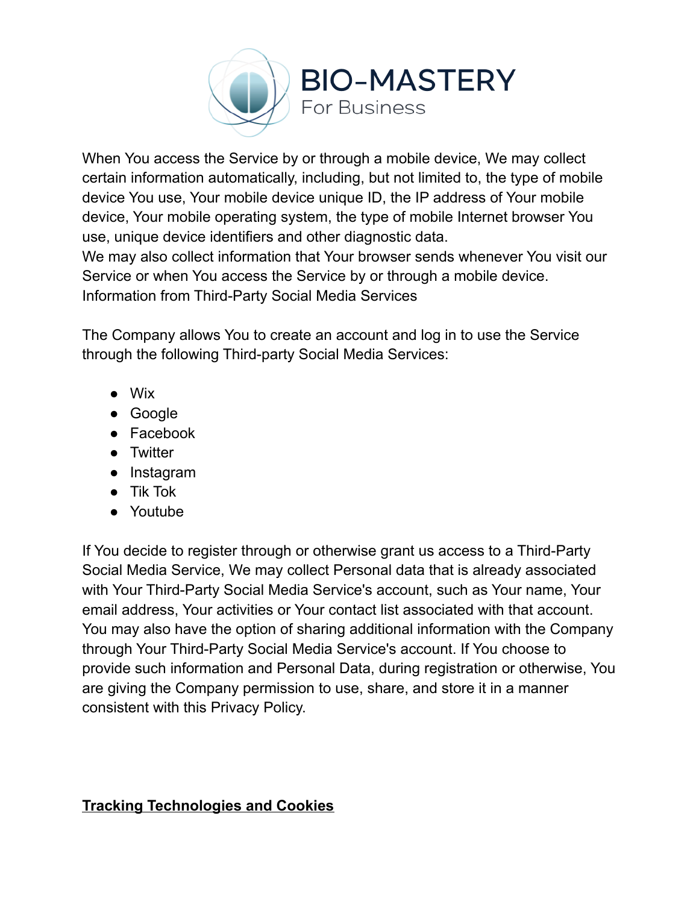When You access the Service by or through a mobile device, We may collect certain information automatically, including, but not limited to, the type of mobile device You use, Your mobile device unique ID, the IP address of Your mobile device, Your mobile operating system, the type of mobile Internet browser You use, unique device identifiers and other diagnostic data.
We may also collect information that Your browser sends whenever You visit our Service or when You access the Service by or through a mobile device.
Information from Third-Party Social Media Services

The Company allows You to create an account and log in to use the Service through the following Third-party Social Media Services:

- Wix
- Google
- Facebook
- Twitter
- Instagram
- Tik Tok
- Youtube

If You decide to register through or otherwise grant us access to a Third-Party Social Media Service, We may collect Personal data that is already associated with Your Third-Party Social Media Service's account, such as Your name, Your email address, Your activities or Your contact list associated with that account. You may also have the option of sharing additional information with the Company through Your Third-Party Social Media Service's account. If You choose to provide such information and Personal Data, during registration or otherwise, You are giving the Company permission to use, share, and store it in a manner consistent with this Privacy Policy.

## Tracking Technologies and Cookies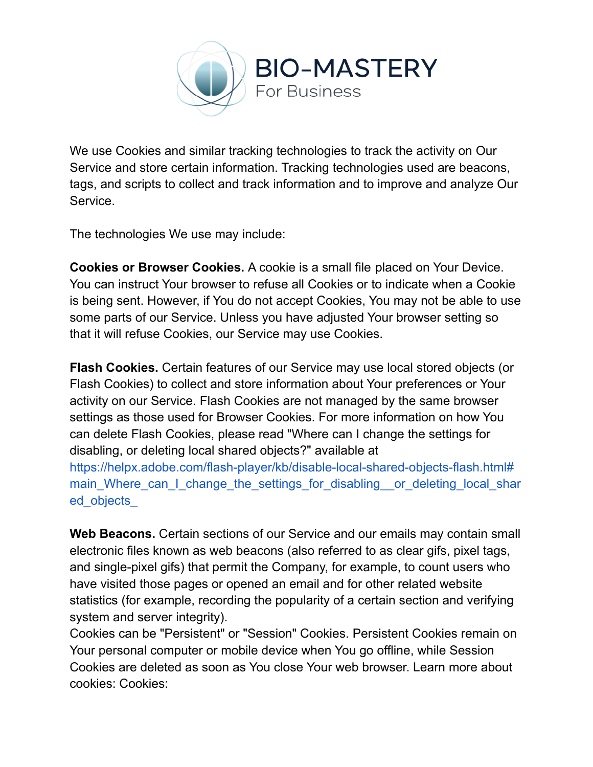We use Cookies and similar tracking technologies to track the activity on Our Service and store certain information. Tracking technologies used are beacons, tags, and scripts to collect and track information and to improve and analyze Our Service.

The technologies We use may include:

**Cookies or Browser Cookies.** A cookie is a small file placed on Your Device. You can instruct Your browser to refuse all Cookies or to indicate when a Cookie is being sent. However, if You do not accept Cookies, You may not be able to use some parts of our Service. Unless you have adjusted Your browser setting so that it will refuse Cookies, our Service may use Cookies.

**Flash Cookies.** Certain features of our Service may use local stored objects (or Flash Cookies) to collect and store information about Your preferences or Your activity on our Service. Flash Cookies are not managed by the same browser settings as those used for Browser Cookies. For more information on how You can delete Flash Cookies, please read "Where can I change the settings for disabling, or deleting local shared objects?" available at https://helpx.adobe.com/flash-player/kb/disable-local-shared-objects-flash.html#main_Where_can_I_change_the_settings_for_disabling__or_deleting_local_shared_objects_

**Web Beacons.** Certain sections of our Service and our emails may contain small electronic files known as web beacons (also referred to as clear gifs, pixel tags, and single-pixel gifs) that permit the Company, for example, to count users who have visited those pages or opened an email and for other related website statistics (for example, recording the popularity of a certain section and verifying system and server integrity).
Cookies can be "Persistent" or "Session" Cookies. Persistent Cookies remain on Your personal computer or mobile device when You go offline, while Session Cookies are deleted as soon as You close Your web browser. Learn more about cookies: Cookies: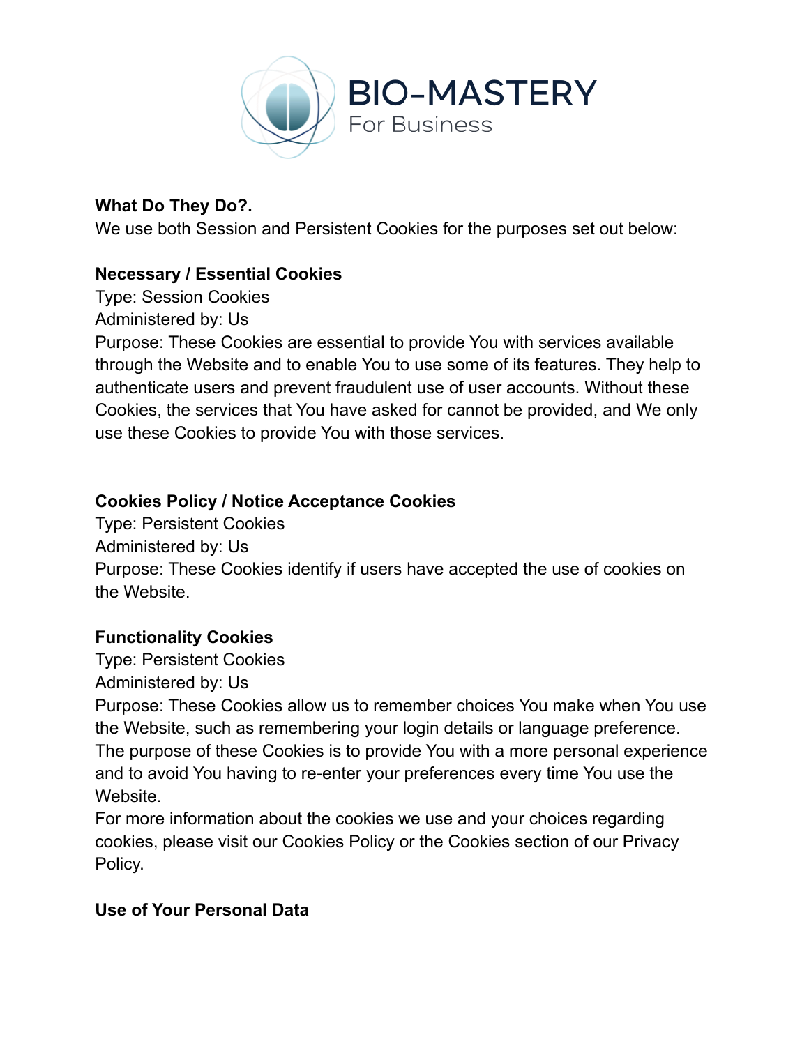**What Do They Do?.**

We use both Session and Persistent Cookies for the purposes set out below:

**Necessary / Essential Cookies**

Type: Session Cookies

Administered by: Us

Purpose: These Cookies are essential to provide You with services available through the Website and to enable You to use some of its features. They help to authenticate users and prevent fraudulent use of user accounts. Without these Cookies, the services that You have asked for cannot be provided, and We only use these Cookies to provide You with those services.

**Cookies Policy / Notice Acceptance Cookies**

Type: Persistent Cookies

Administered by: Us

Purpose: These Cookies identify if users have accepted the use of cookies on the Website.

**Functionality Cookies**

Type: Persistent Cookies

Administered by: Us

Purpose: These Cookies allow us to remember choices You make when You use the Website, such as remembering your login details or language preference. The purpose of these Cookies is to provide You with a more personal experience and to avoid You having to re-enter your preferences every time You use the Website.

For more information about the cookies we use and your choices regarding cookies, please visit our Cookies Policy or the Cookies section of our Privacy Policy.

**Use of Your Personal Data**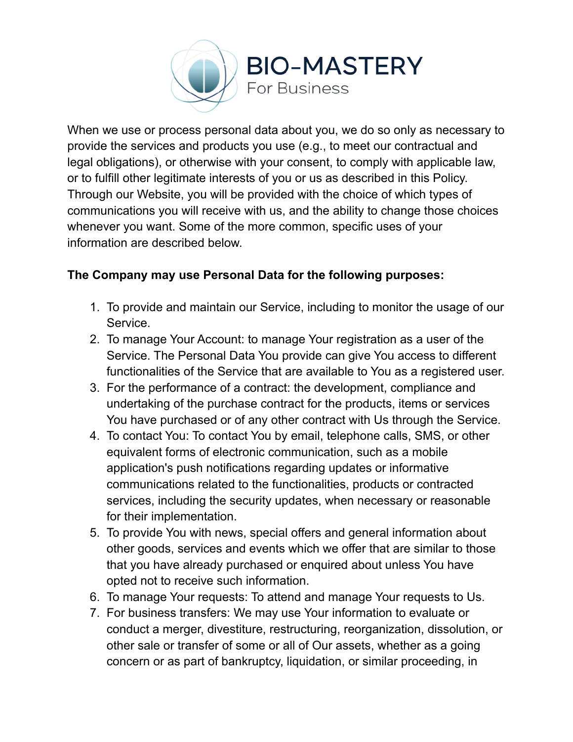When we use or process personal data about you, we do so only as necessary to provide the services and products you use (e.g., to meet our contractual and legal obligations), or otherwise with your consent, to comply with applicable law, or to fulfill other legitimate interests of you or us as described in this Policy. Through our Website, you will be provided with the choice of which types of communications you will receive with us, and the ability to change those choices whenever you want. Some of the more common, specific uses of your information are described below.

**The Company may use Personal Data for the following purposes:**

1. To provide and maintain our Service, including to monitor the usage of our Service.
2. To manage Your Account: to manage Your registration as a user of the Service. The Personal Data You provide can give You access to different functionalities of the Service that are available to You as a registered user.
3. For the performance of a contract: the development, compliance and undertaking of the purchase contract for the products, items or services You have purchased or of any other contract with Us through the Service.
4. To contact You: To contact You by email, telephone calls, SMS, or other equivalent forms of electronic communication, such as a mobile application's push notifications regarding updates or informative communications related to the functionalities, products or contracted services, including the security updates, when necessary or reasonable for their implementation.
5. To provide You with news, special offers and general information about other goods, services and events which we offer that are similar to those that you have already purchased or enquired about unless You have opted not to receive such information.
6. To manage Your requests: To attend and manage Your requests to Us.
7. For business transfers: We may use Your information to evaluate or conduct a merger, divestiture, restructuring, reorganization, dissolution, or other sale or transfer of some or all of Our assets, whether as a going concern or as part of bankruptcy, liquidation, or similar proceeding, in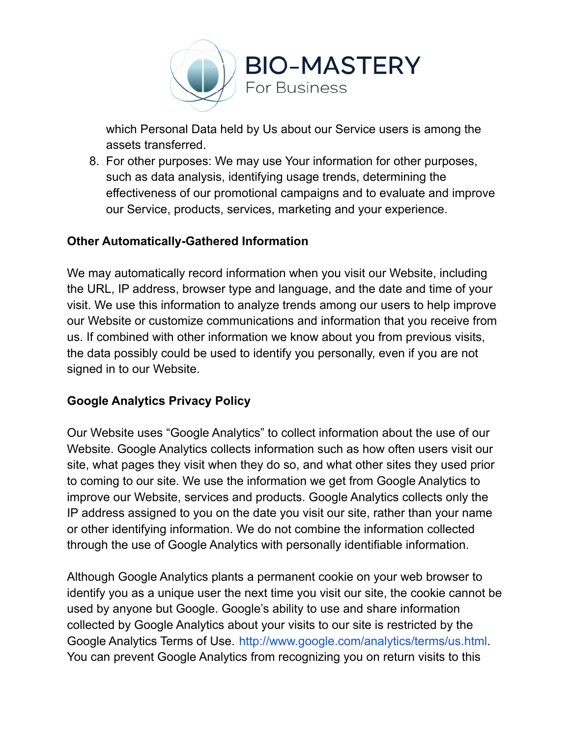which Personal Data held by Us about our Service users is among the assets transferred.

8. For other purposes: We may use Your information for other purposes, such as data analysis, identifying usage trends, determining the effectiveness of our promotional campaigns and to evaluate and improve our Service, products, services, marketing and your experience.

**Other Automatically-Gathered Information**

We may automatically record information when you visit our Website, including the URL, IP address, browser type and language, and the date and time of your visit. We use this information to analyze trends among our users to help improve our Website or customize communications and information that you receive from us. If combined with other information we know about you from previous visits, the data possibly could be used to identify you personally, even if you are not signed in to our Website.

**Google Analytics Privacy Policy**

Our Website uses "Google Analytics" to collect information about the use of our Website. Google Analytics collects information such as how often users visit our site, what pages they visit when they do so, and what other sites they used prior to coming to our site. We use the information we get from Google Analytics to improve our Website, services and products. Google Analytics collects only the IP address assigned to you on the date you visit our site, rather than your name or other identifying information. We do not combine the information collected through the use of Google Analytics with personally identifiable information.

Although Google Analytics plants a permanent cookie on your web browser to identify you as a unique user the next time you visit our site, the cookie cannot be used by anyone but Google. Google's ability to use and share information collected by Google Analytics about your visits to our site is restricted by the Google Analytics Terms of Use. http://www.google.com/analytics/terms/us.html. You can prevent Google Analytics from recognizing you on return visits to this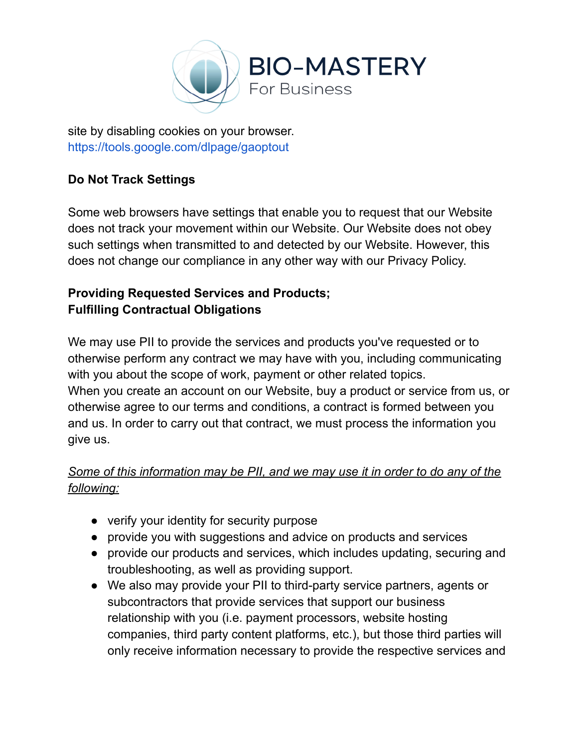site by disabling cookies on your browser.
https://tools.google.com/dlpage/gaoptout

**Do Not Track Settings**

Some web browsers have settings that enable you to request that our Website does not track your movement within our Website. Our Website does not obey such settings when transmitted to and detected by our Website. However, this does not change our compliance in any other way with our Privacy Policy.

**Providing Requested Services and Products;**
**Fulfilling Contractual Obligations**

We may use PII to provide the services and products you've requested or to otherwise perform any contract we may have with you, including communicating with you about the scope of work, payment or other related topics.
When you create an account on our Website, buy a product or service from us, or otherwise agree to our terms and conditions, a contract is formed between you and us. In order to carry out that contract, we must process the information you give us.

<u>*Some of this information may be PII, and we may use it in order to do any of the following:*</u>

- verify your identity for security purpose
- provide you with suggestions and advice on products and services
- provide our products and services, which includes updating, securing and troubleshooting, as well as providing support.
- We also may provide your PII to third-party service partners, agents or subcontractors that provide services that support our business relationship with you (i.e. payment processors, website hosting companies, third party content platforms, etc.), but those third parties will only receive information necessary to provide the respective services and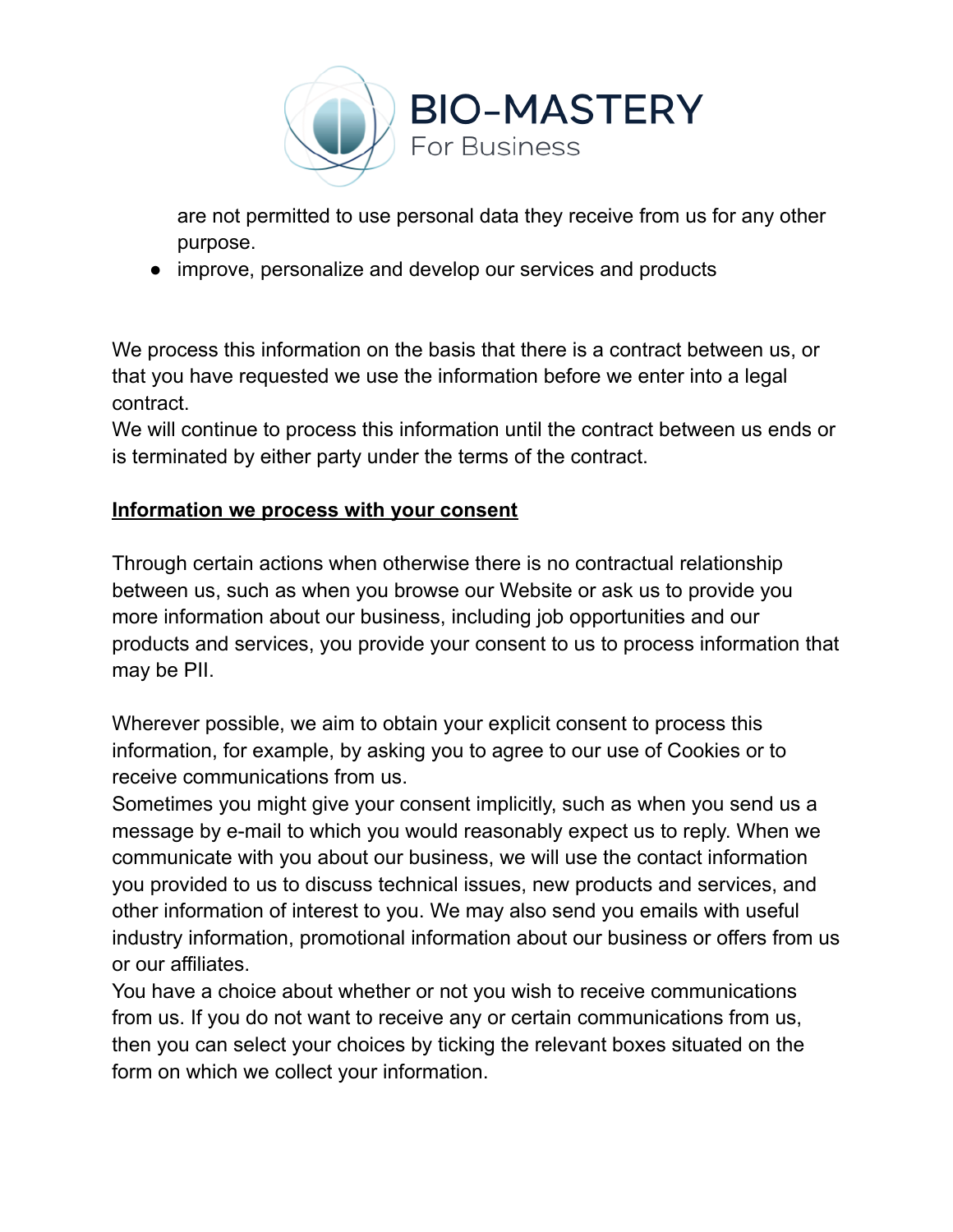are not permitted to use personal data they receive from us for any other purpose.

- improve, personalize and develop our services and products

We process this information on the basis that there is a contract between us, or that you have requested we use the information before we enter into a legal contract.
We will continue to process this information until the contract between us ends or is terminated by either party under the terms of the contract.

**Information we process with your consent**

Through certain actions when otherwise there is no contractual relationship between us, such as when you browse our Website or ask us to provide you more information about our business, including job opportunities and our products and services, you provide your consent to us to process information that may be PII.

Wherever possible, we aim to obtain your explicit consent to process this information, for example, by asking you to agree to our use of Cookies or to receive communications from us.
Sometimes you might give your consent implicitly, such as when you send us a message by e-mail to which you would reasonably expect us to reply. When we communicate with you about our business, we will use the contact information you provided to us to discuss technical issues, new products and services, and other information of interest to you. We may also send you emails with useful industry information, promotional information about our business or offers from us or our affiliates.
You have a choice about whether or not you wish to receive communications from us. If you do not want to receive any or certain communications from us, then you can select your choices by ticking the relevant boxes situated on the form on which we collect your information.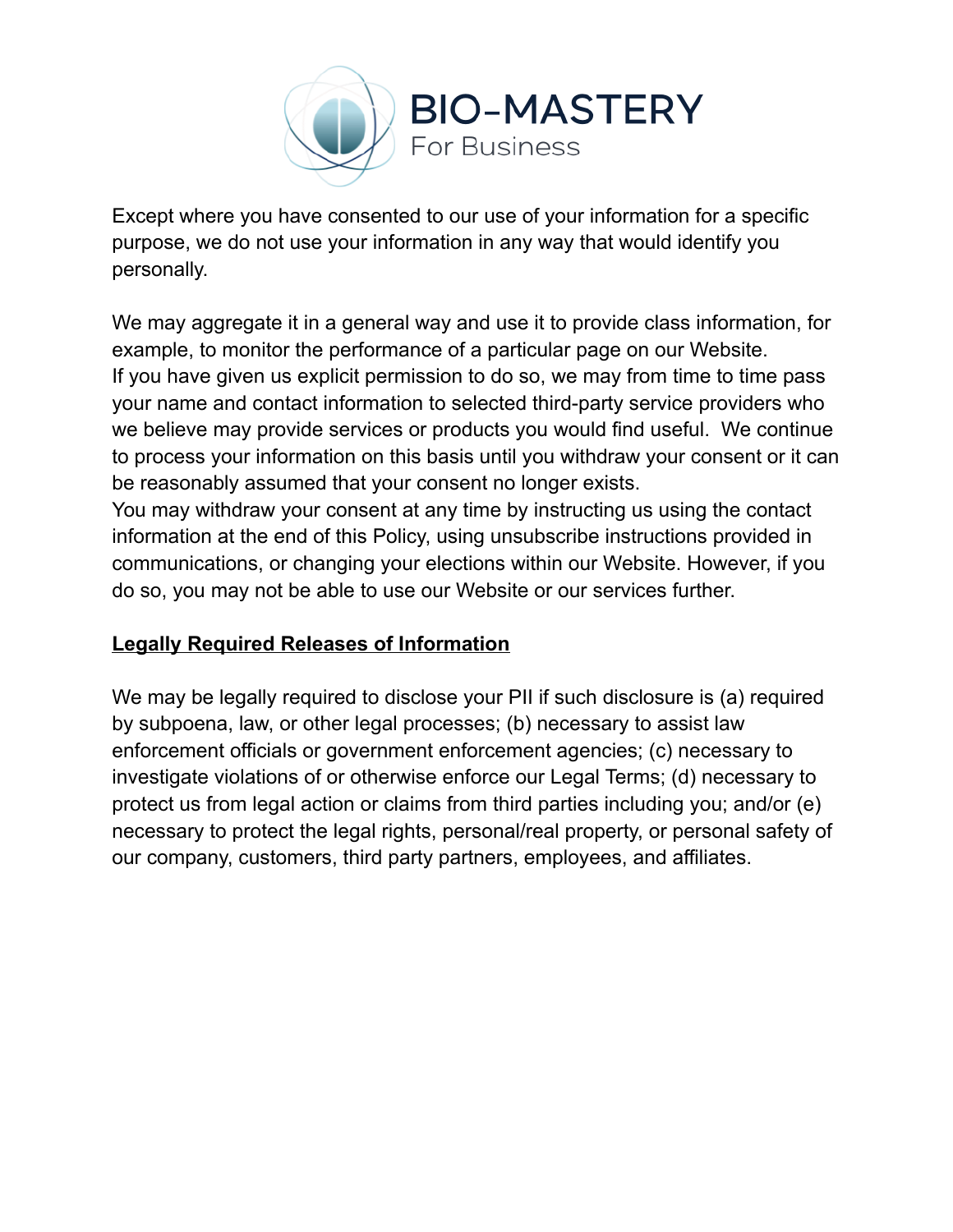Except where you have consented to our use of your information for a specific purpose, we do not use your information in any way that would identify you personally.

We may aggregate it in a general way and use it to provide class information, for example, to monitor the performance of a particular page on our Website.
If you have given us explicit permission to do so, we may from time to time pass your name and contact information to selected third-party service providers who we believe may provide services or products you would find useful. We continue to process your information on this basis until you withdraw your consent or it can be reasonably assumed that your consent no longer exists.
You may withdraw your consent at any time by instructing us using the contact information at the end of this Policy, using unsubscribe instructions provided in communications, or changing your elections within our Website. However, if you do so, you may not be able to use our Website or our services further.

**Legally Required Releases of Information**

We may be legally required to disclose your PII if such disclosure is (a) required by subpoena, law, or other legal processes; (b) necessary to assist law enforcement officials or government enforcement agencies; (c) necessary to investigate violations of or otherwise enforce our Legal Terms; (d) necessary to protect us from legal action or claims from third parties including you; and/or (e) necessary to protect the legal rights, personal/real property, or personal safety of our company, customers, third party partners, employees, and affiliates.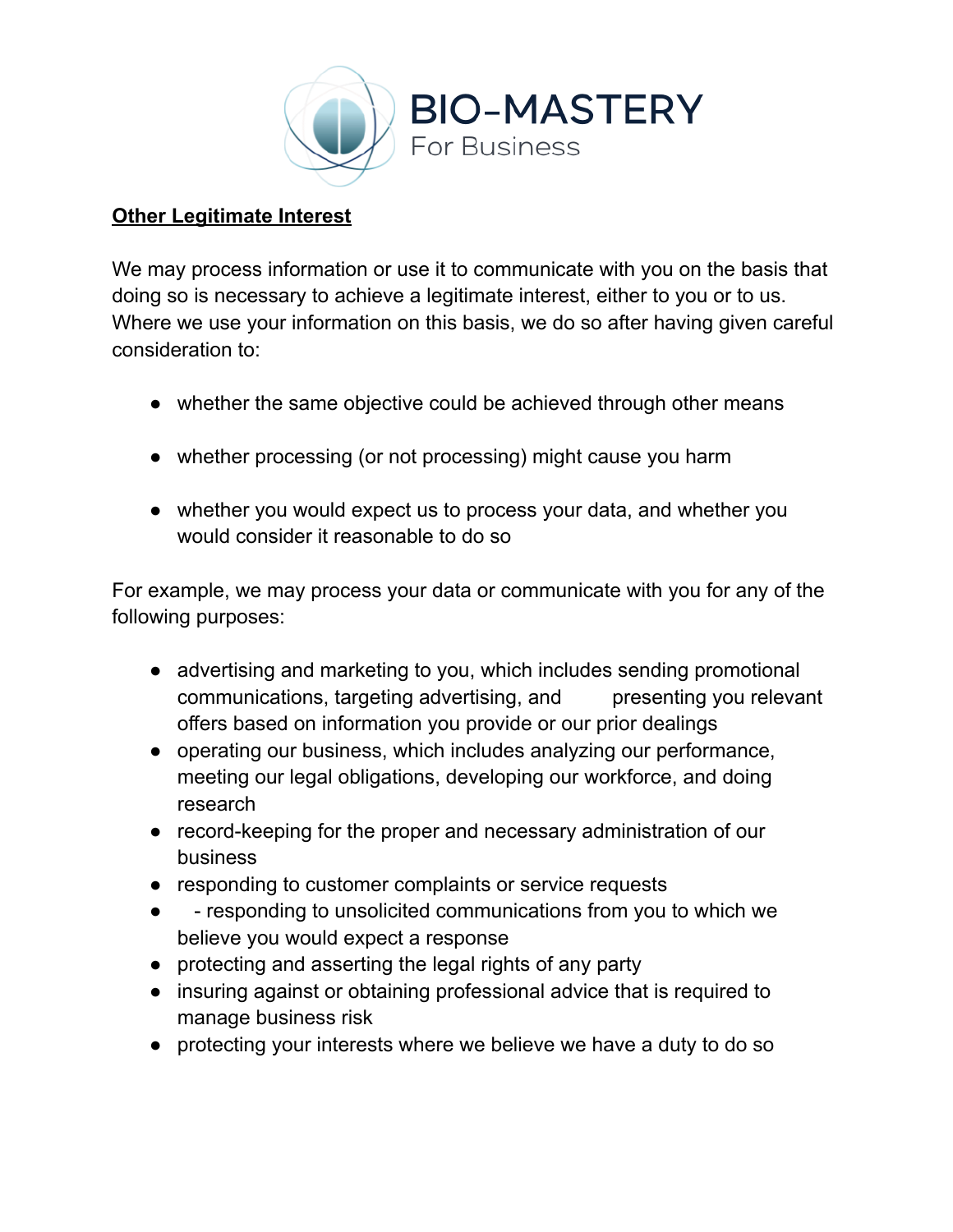**Other Legitimate Interest**

We may process information or use it to communicate with you on the basis that doing so is necessary to achieve a legitimate interest, either to you or to us. Where we use your information on this basis, we do so after having given careful consideration to:

- whether the same objective could be achieved through other means
- whether processing (or not processing) might cause you harm
- whether you would expect us to process your data, and whether you would consider it reasonable to do so

For example, we may process your data or communicate with you for any of the following purposes:

- advertising and marketing to you, which includes sending promotional communications, targeting advertising, and presenting you relevant offers based on information you provide or our prior dealings
- operating our business, which includes analyzing our performance, meeting our legal obligations, developing our workforce, and doing research
- record-keeping for the proper and necessary administration of our business
- responding to customer complaints or service requests
- - responding to unsolicited communications from you to which we believe you would expect a response
- protecting and asserting the legal rights of any party
- insuring against or obtaining professional advice that is required to manage business risk
- protecting your interests where we believe we have a duty to do so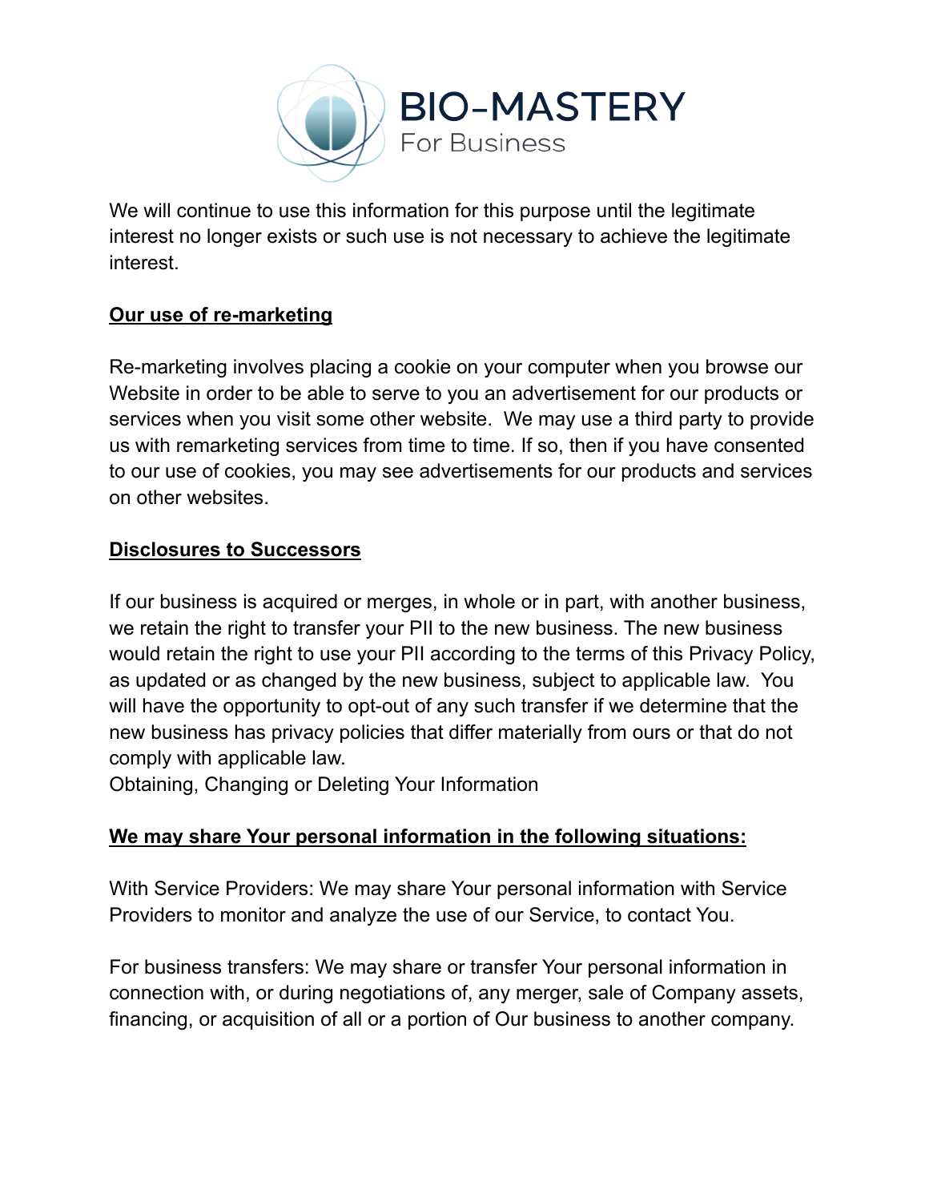We will continue to use this information for this purpose until the legitimate interest no longer exists or such use is not necessary to achieve the legitimate interest.

**Our use of re-marketing**

Re-marketing involves placing a cookie on your computer when you browse our Website in order to be able to serve to you an advertisement for our products or services when you visit some other website. We may use a third party to provide us with remarketing services from time to time. If so, then if you have consented to our use of cookies, you may see advertisements for our products and services on other websites.

**Disclosures to Successors**

If our business is acquired or merges, in whole or in part, with another business, we retain the right to transfer your PII to the new business. The new business would retain the right to use your PII according to the terms of this Privacy Policy, as updated or as changed by the new business, subject to applicable law. You will have the opportunity to opt-out of any such transfer if we determine that the new business has privacy policies that differ materially from ours or that do not comply with applicable law.
Obtaining, Changing or Deleting Your Information

**We may share Your personal information in the following situations:**

With Service Providers: We may share Your personal information with Service Providers to monitor and analyze the use of our Service, to contact You.

For business transfers: We may share or transfer Your personal information in connection with, or during negotiations of, any merger, sale of Company assets, financing, or acquisition of all or a portion of Our business to another company.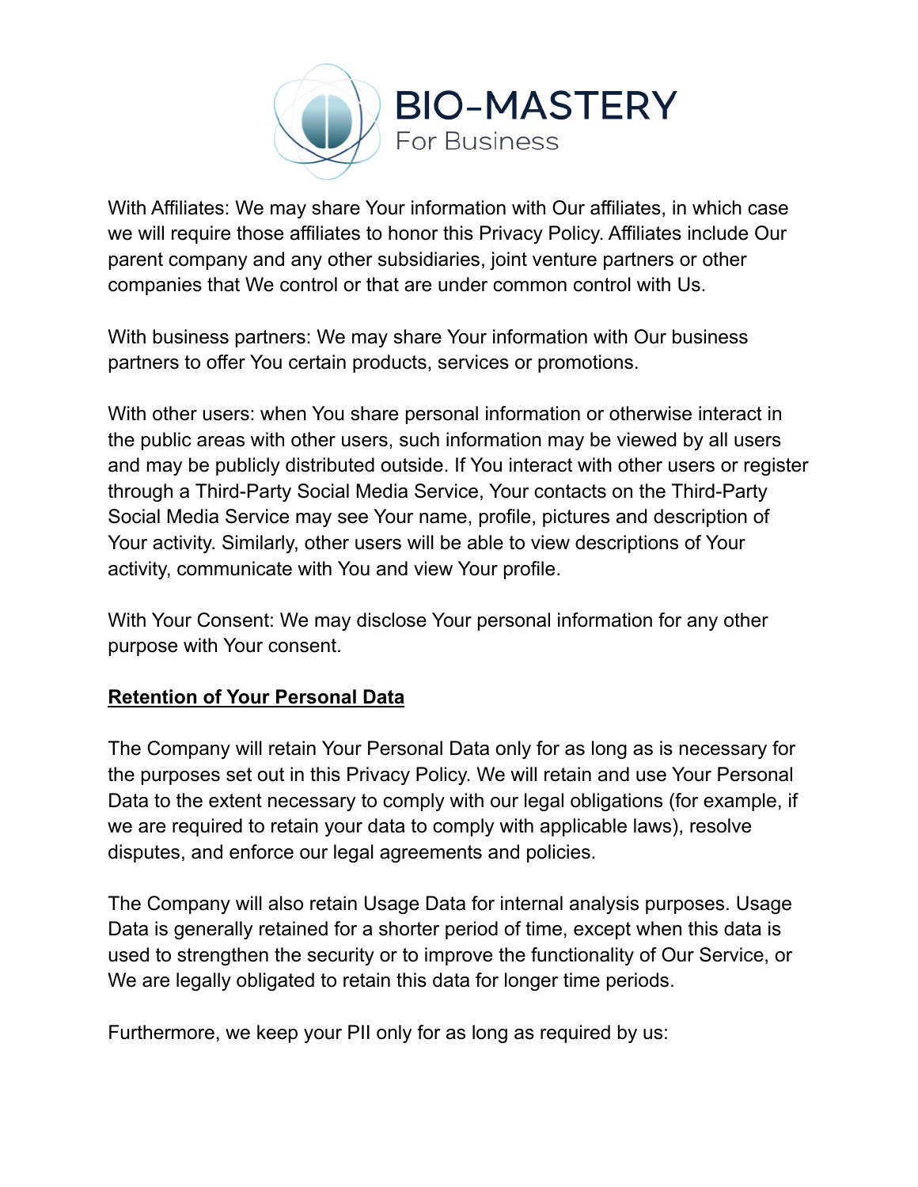With Affiliates: We may share Your information with Our affiliates, in which case we will require those affiliates to honor this Privacy Policy. Affiliates include Our parent company and any other subsidiaries, joint venture partners or other companies that We control or that are under common control with Us.

With business partners: We may share Your information with Our business partners to offer You certain products, services or promotions.

With other users: when You share personal information or otherwise interact in the public areas with other users, such information may be viewed by all users and may be publicly distributed outside. If You interact with other users or register through a Third-Party Social Media Service, Your contacts on the Third-Party Social Media Service may see Your name, profile, pictures and description of Your activity. Similarly, other users will be able to view descriptions of Your activity, communicate with You and view Your profile.

With Your Consent: We may disclose Your personal information for any other purpose with Your consent.

**Retention of Your Personal Data**

The Company will retain Your Personal Data only for as long as is necessary for the purposes set out in this Privacy Policy. We will retain and use Your Personal Data to the extent necessary to comply with our legal obligations (for example, if we are required to retain your data to comply with applicable laws), resolve disputes, and enforce our legal agreements and policies.

The Company will also retain Usage Data for internal analysis purposes. Usage Data is generally retained for a shorter period of time, except when this data is used to strengthen the security or to improve the functionality of Our Service, or We are legally obligated to retain this data for longer time periods.

Furthermore, we keep your PII only for as long as required by us: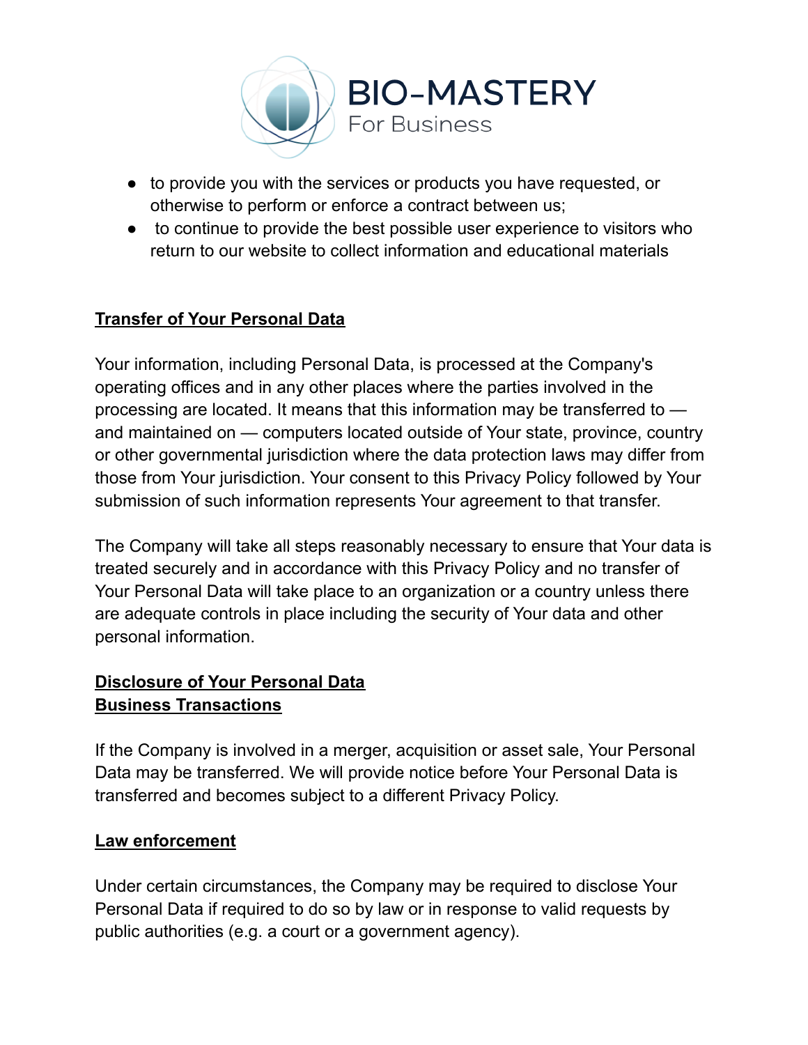- to provide you with the services or products you have requested, or otherwise to perform or enforce a contract between us;
- to continue to provide the best possible user experience to visitors who return to our website to collect information and educational materials

**Transfer of Your Personal Data**

Your information, including Personal Data, is processed at the Company's operating offices and in any other places where the parties involved in the processing are located. It means that this information may be transferred to — and maintained on — computers located outside of Your state, province, country or other governmental jurisdiction where the data protection laws may differ from those from Your jurisdiction. Your consent to this Privacy Policy followed by Your submission of such information represents Your agreement to that transfer.

The Company will take all steps reasonably necessary to ensure that Your data is treated securely and in accordance with this Privacy Policy and no transfer of Your Personal Data will take place to an organization or a country unless there are adequate controls in place including the security of Your data and other personal information.

**Disclosure of Your Personal Data**
**Business Transactions**

If the Company is involved in a merger, acquisition or asset sale, Your Personal Data may be transferred. We will provide notice before Your Personal Data is transferred and becomes subject to a different Privacy Policy.

**Law enforcement**

Under certain circumstances, the Company may be required to disclose Your Personal Data if required to do so by law or in response to valid requests by public authorities (e.g. a court or a government agency).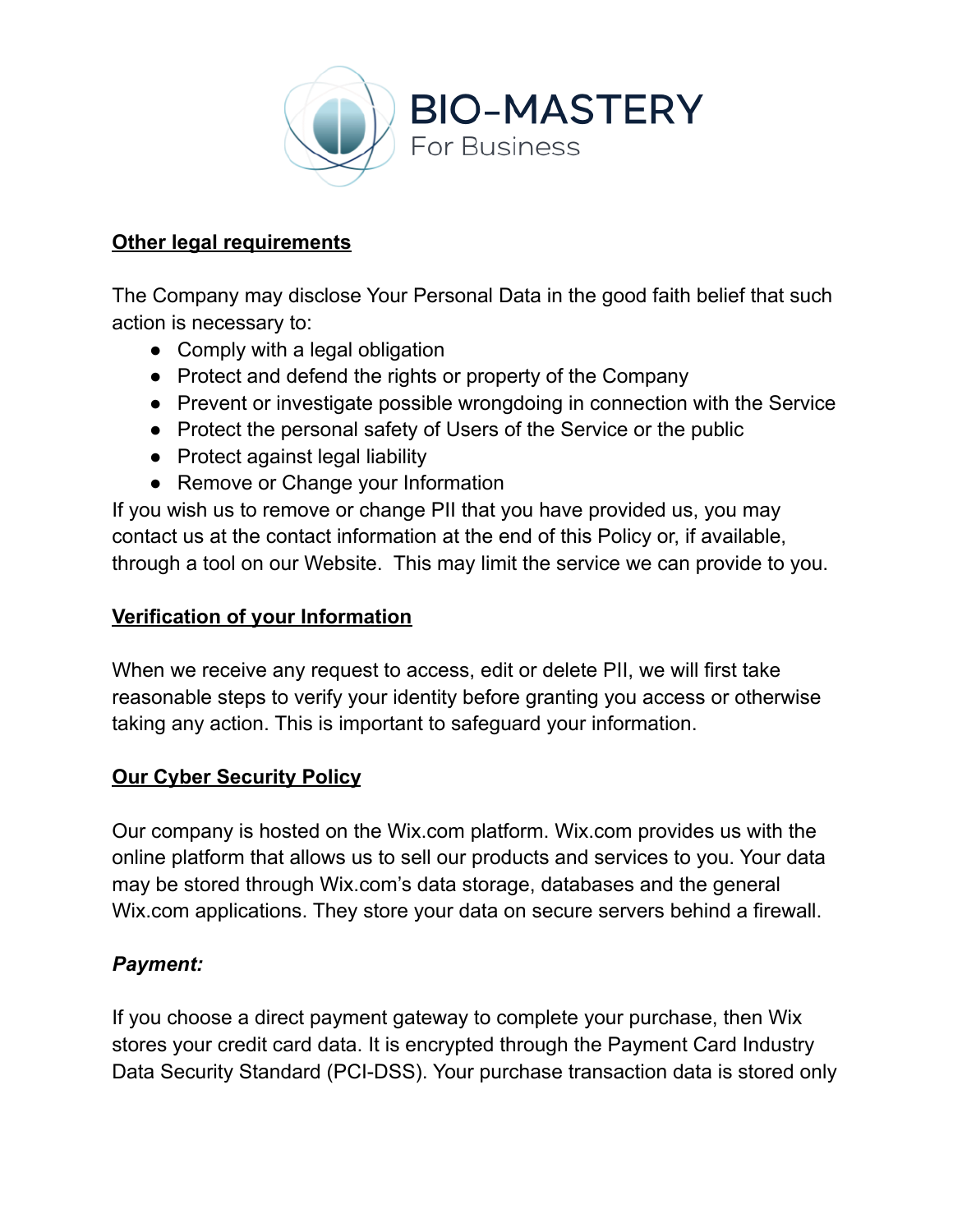**Other legal requirements**

The Company may disclose Your Personal Data in the good faith belief that such action is necessary to:

- Comply with a legal obligation
- Protect and defend the rights or property of the Company
- Prevent or investigate possible wrongdoing in connection with the Service
- Protect the personal safety of Users of the Service or the public
- Protect against legal liability
- Remove or Change your Information

If you wish us to remove or change PII that you have provided us, you may contact us at the contact information at the end of this Policy or, if available, through a tool on our Website. This may limit the service we can provide to you.

**Verification of your Information**

When we receive any request to access, edit or delete PII, we will first take reasonable steps to verify your identity before granting you access or otherwise taking any action. This is important to safeguard your information.

**Our Cyber Security Policy**

Our company is hosted on the Wix.com platform. Wix.com provides us with the online platform that allows us to sell our products and services to you. Your data may be stored through Wix.com's data storage, databases and the general Wix.com applications. They store your data on secure servers behind a firewall.

***Payment:***

If you choose a direct payment gateway to complete your purchase, then Wix stores your credit card data. It is encrypted through the Payment Card Industry Data Security Standard (PCI-DSS). Your purchase transaction data is stored only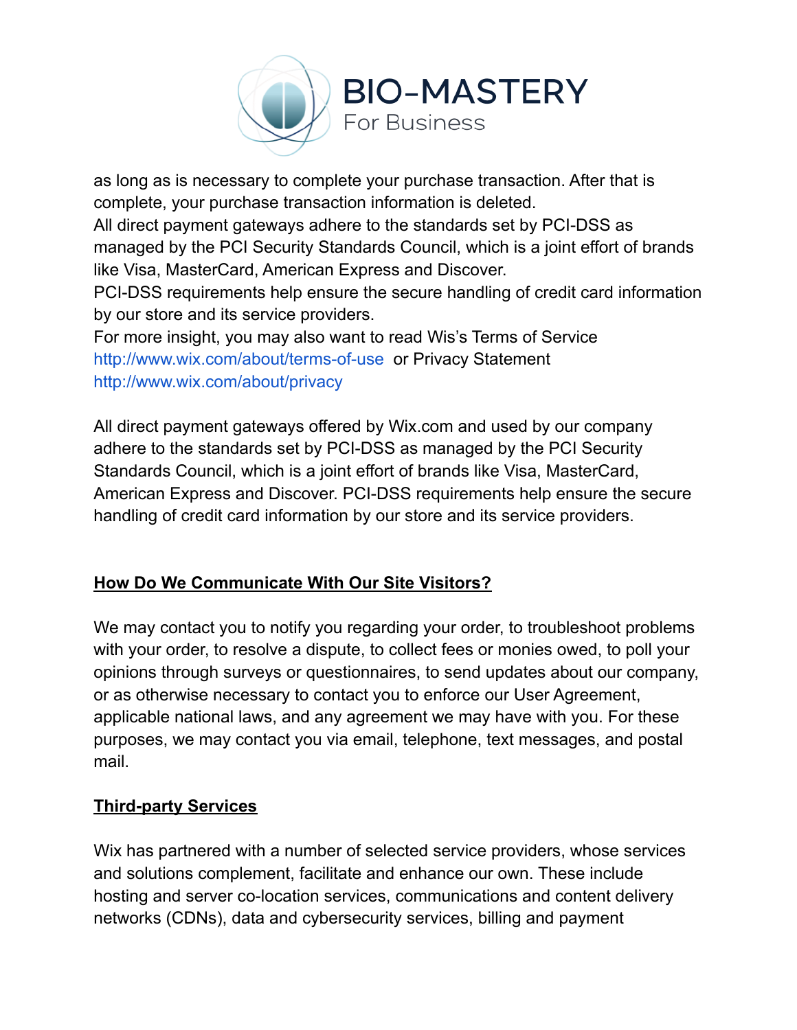as long as is necessary to complete your purchase transaction. After that is complete, your purchase transaction information is deleted.
All direct payment gateways adhere to the standards set by PCI-DSS as managed by the PCI Security Standards Council, which is a joint effort of brands like Visa, MasterCard, American Express and Discover.
PCI-DSS requirements help ensure the secure handling of credit card information by our store and its service providers.
For more insight, you may also want to read Wis's Terms of Service http://www.wix.com/about/terms-of-use or Privacy Statement http://www.wix.com/about/privacy

All direct payment gateways offered by Wix.com and used by our company adhere to the standards set by PCI-DSS as managed by the PCI Security Standards Council, which is a joint effort of brands like Visa, MasterCard, American Express and Discover. PCI-DSS requirements help ensure the secure handling of credit card information by our store and its service providers.

## How Do We Communicate With Our Site Visitors?

We may contact you to notify you regarding your order, to troubleshoot problems with your order, to resolve a dispute, to collect fees or monies owed, to poll your opinions through surveys or questionnaires, to send updates about our company, or as otherwise necessary to contact you to enforce our User Agreement, applicable national laws, and any agreement we may have with you. For these purposes, we may contact you via email, telephone, text messages, and postal mail.

## Third-party Services

Wix has partnered with a number of selected service providers, whose services and solutions complement, facilitate and enhance our own. These include hosting and server co-location services, communications and content delivery networks (CDNs), data and cybersecurity services, billing and payment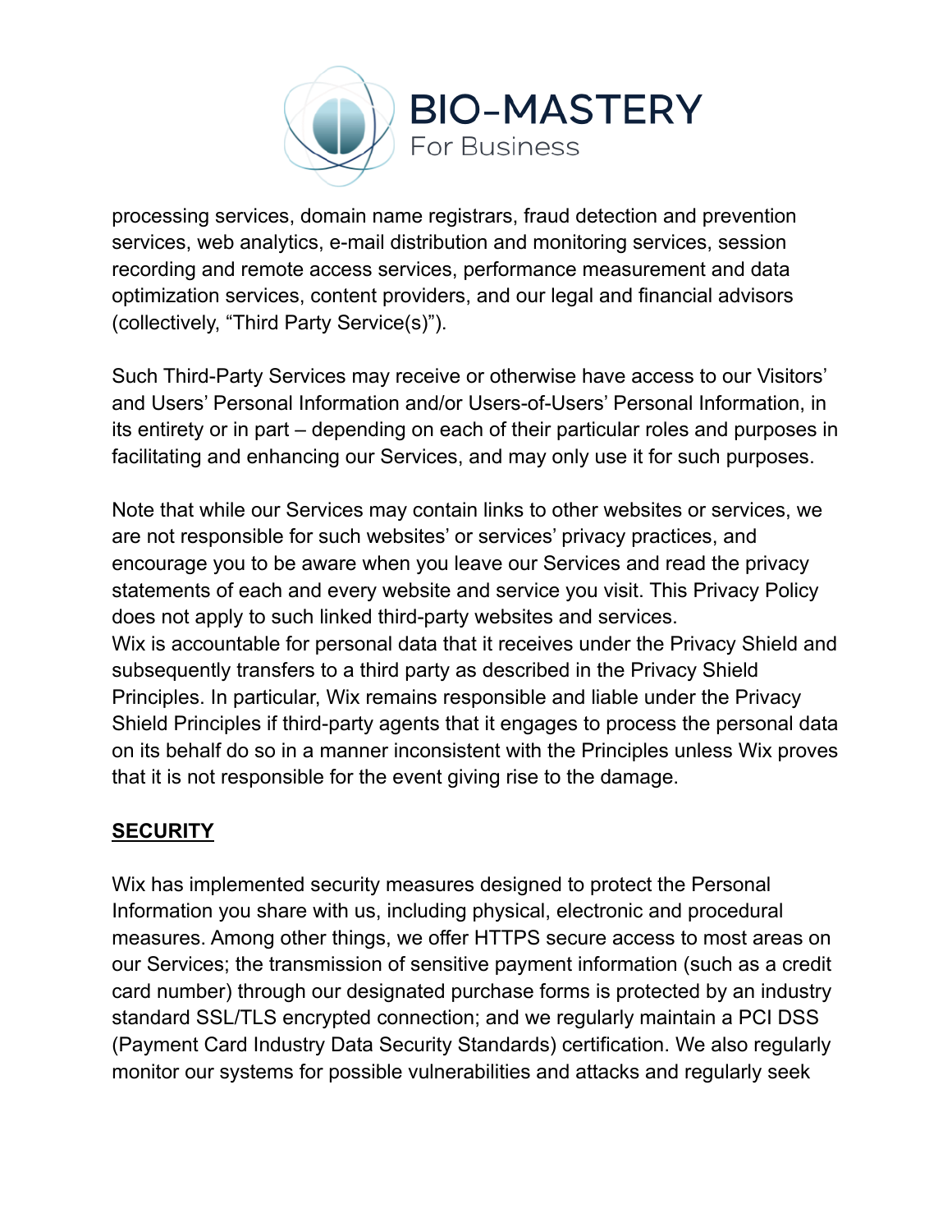processing services, domain name registrars, fraud detection and prevention services, web analytics, e-mail distribution and monitoring services, session recording and remote access services, performance measurement and data optimization services, content providers, and our legal and financial advisors (collectively, "Third Party Service(s)").

Such Third-Party Services may receive or otherwise have access to our Visitors' and Users' Personal Information and/or Users-of-Users' Personal Information, in its entirety or in part – depending on each of their particular roles and purposes in facilitating and enhancing our Services, and may only use it for such purposes.

Note that while our Services may contain links to other websites or services, we are not responsible for such websites' or services' privacy practices, and encourage you to be aware when you leave our Services and read the privacy statements of each and every website and service you visit. This Privacy Policy does not apply to such linked third-party websites and services.
Wix is accountable for personal data that it receives under the Privacy Shield and subsequently transfers to a third party as described in the Privacy Shield Principles. In particular, Wix remains responsible and liable under the Privacy Shield Principles if third-party agents that it engages to process the personal data on its behalf do so in a manner inconsistent with the Principles unless Wix proves that it is not responsible for the event giving rise to the damage.

## SECURITY

Wix has implemented security measures designed to protect the Personal Information you share with us, including physical, electronic and procedural measures. Among other things, we offer HTTPS secure access to most areas on our Services; the transmission of sensitive payment information (such as a credit card number) through our designated purchase forms is protected by an industry standard SSL/TLS encrypted connection; and we regularly maintain a PCI DSS (Payment Card Industry Data Security Standards) certification. We also regularly monitor our systems for possible vulnerabilities and attacks and regularly seek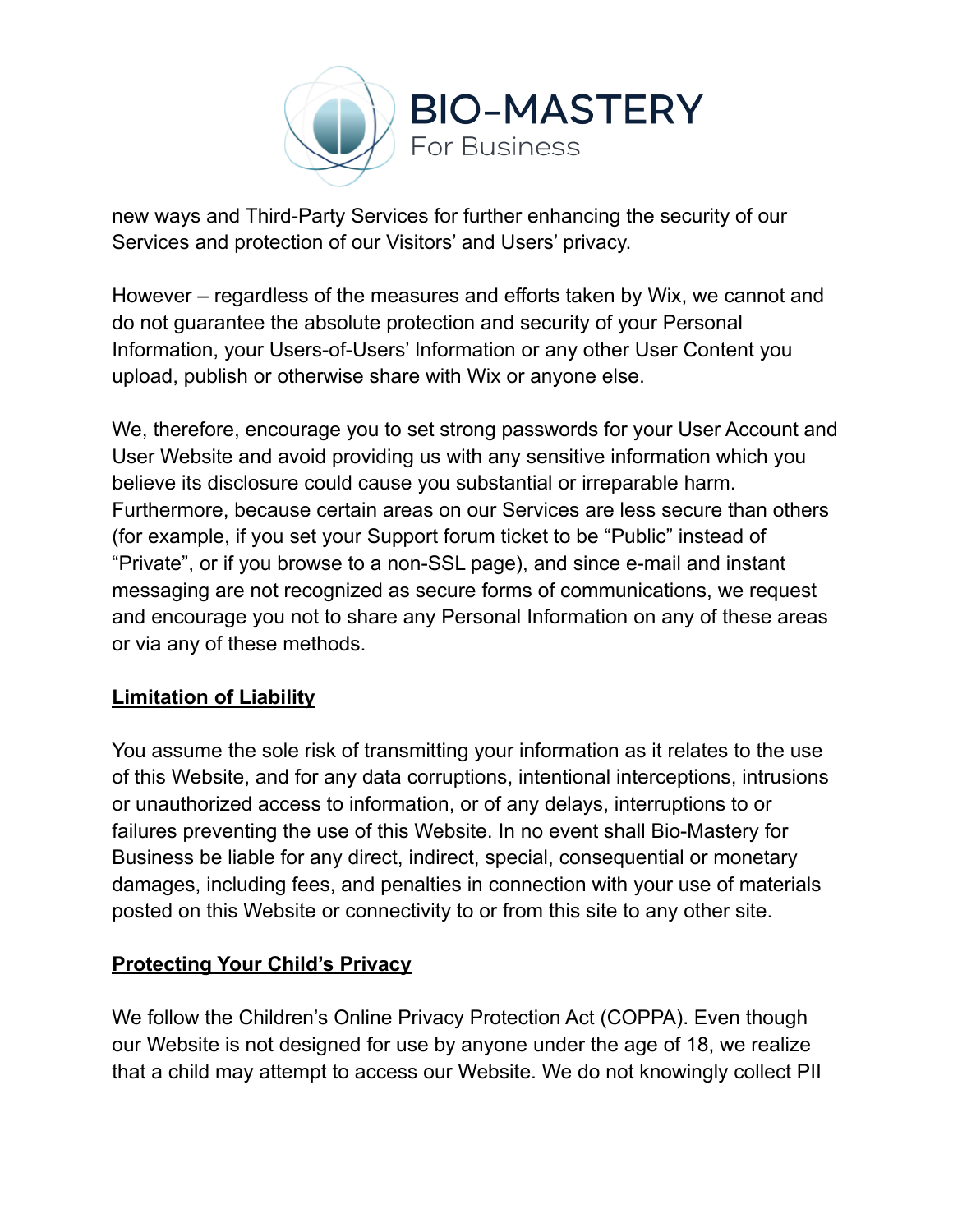new ways and Third-Party Services for further enhancing the security of our Services and protection of our Visitors' and Users' privacy.

However – regardless of the measures and efforts taken by Wix, we cannot and do not guarantee the absolute protection and security of your Personal Information, your Users-of-Users' Information or any other User Content you upload, publish or otherwise share with Wix or anyone else.

We, therefore, encourage you to set strong passwords for your User Account and User Website and avoid providing us with any sensitive information which you believe its disclosure could cause you substantial or irreparable harm. Furthermore, because certain areas on our Services are less secure than others (for example, if you set your Support forum ticket to be "Public" instead of "Private", or if you browse to a non-SSL page), and since e-mail and instant messaging are not recognized as secure forms of communications, we request and encourage you not to share any Personal Information on any of these areas or via any of these methods.

## Limitation of Liability

You assume the sole risk of transmitting your information as it relates to the use of this Website, and for any data corruptions, intentional interceptions, intrusions or unauthorized access to information, or of any delays, interruptions to or failures preventing the use of this Website. In no event shall Bio-Mastery for Business be liable for any direct, indirect, special, consequential or monetary damages, including fees, and penalties in connection with your use of materials posted on this Website or connectivity to or from this site to any other site.

## Protecting Your Child's Privacy

We follow the Children's Online Privacy Protection Act (COPPA). Even though our Website is not designed for use by anyone under the age of 18, we realize that a child may attempt to access our Website. We do not knowingly collect PII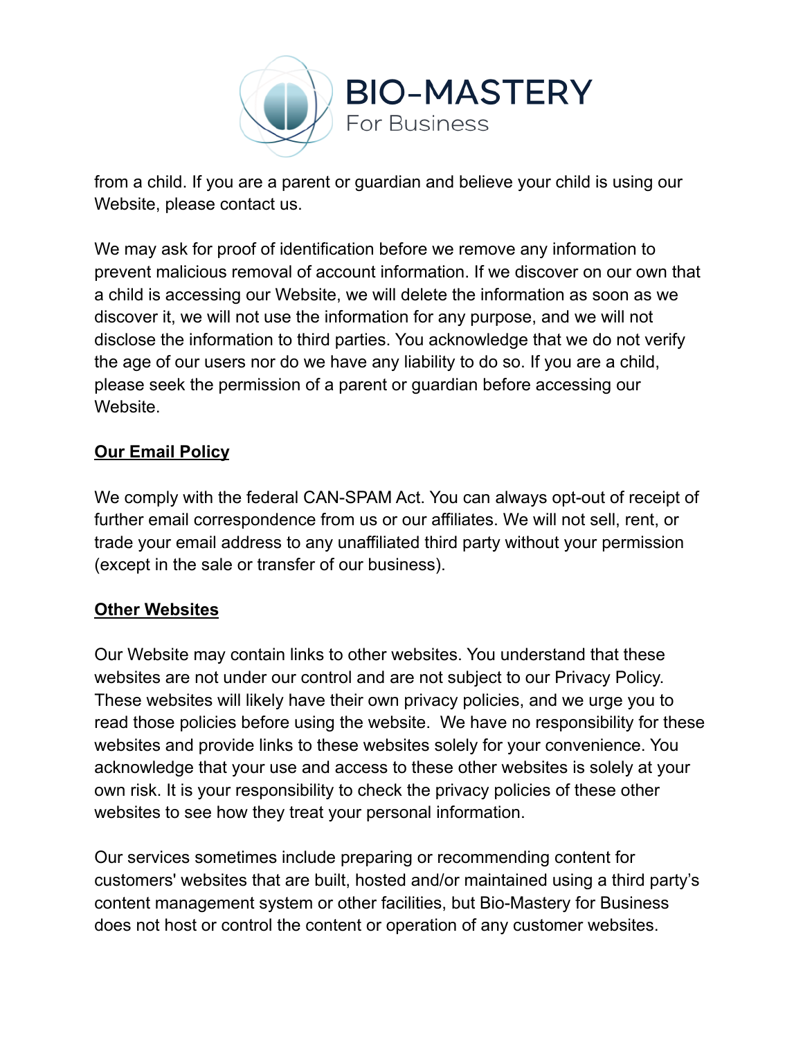from a child. If you are a parent or guardian and believe your child is using our Website, please contact us.

We may ask for proof of identification before we remove any information to prevent malicious removal of account information. If we discover on our own that a child is accessing our Website, we will delete the information as soon as we discover it, we will not use the information for any purpose, and we will not disclose the information to third parties. You acknowledge that we do not verify the age of our users nor do we have any liability to do so. If you are a child, please seek the permission of a parent or guardian before accessing our Website.

## **Our Email Policy**

We comply with the federal CAN-SPAM Act. You can always opt-out of receipt of further email correspondence from us or our affiliates. We will not sell, rent, or trade your email address to any unaffiliated third party without your permission (except in the sale or transfer of our business).

## **Other Websites**

Our Website may contain links to other websites. You understand that these websites are not under our control and are not subject to our Privacy Policy. These websites will likely have their own privacy policies, and we urge you to read those policies before using the website. We have no responsibility for these websites and provide links to these websites solely for your convenience. You acknowledge that your use and access to these other websites is solely at your own risk. It is your responsibility to check the privacy policies of these other websites to see how they treat your personal information.

Our services sometimes include preparing or recommending content for customers' websites that are built, hosted and/or maintained using a third party's content management system or other facilities, but Bio-Mastery for Business does not host or control the content or operation of any customer websites.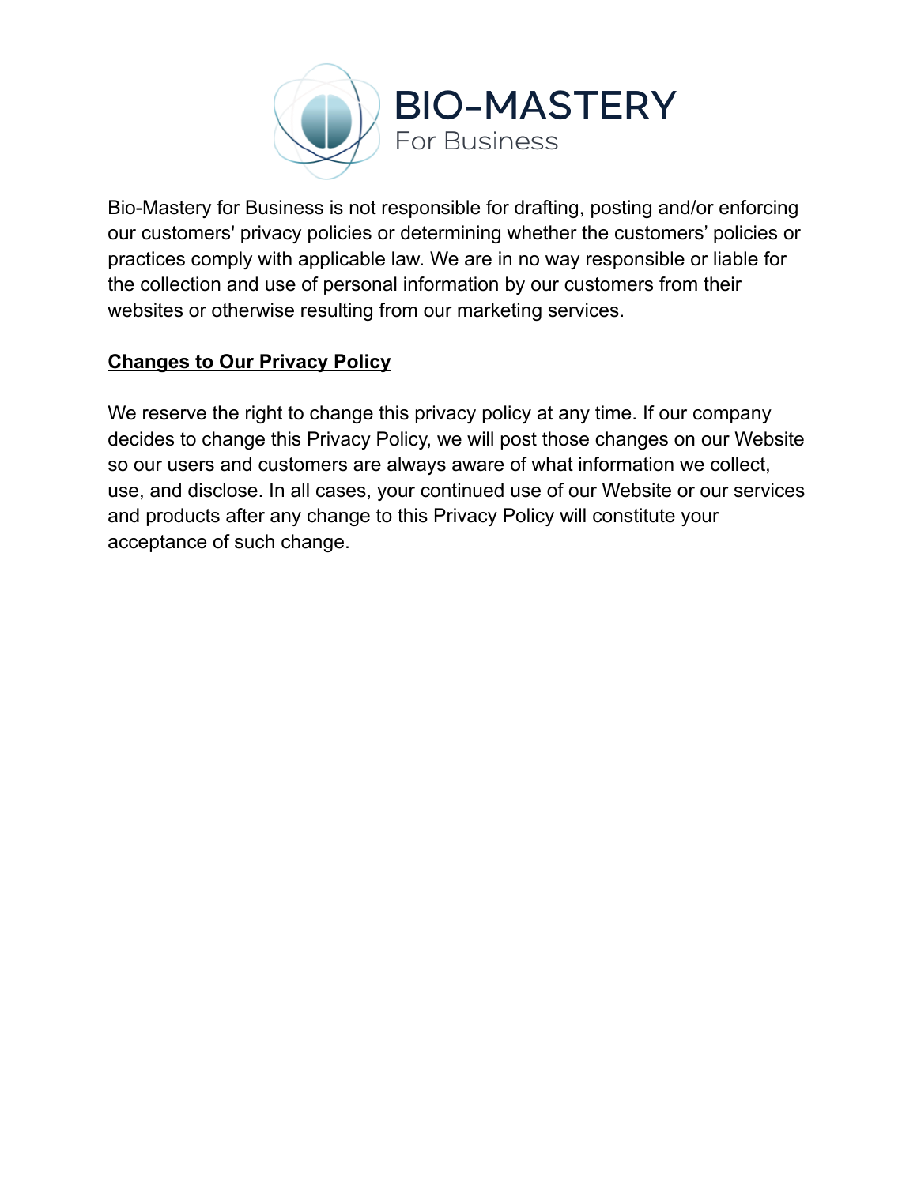Bio-Mastery for Business is not responsible for drafting, posting and/or enforcing our customers' privacy policies or determining whether the customers' policies or practices comply with applicable law. We are in no way responsible or liable for the collection and use of personal information by our customers from their websites or otherwise resulting from our marketing services.

## Changes to Our Privacy Policy

We reserve the right to change this privacy policy at any time. If our company decides to change this Privacy Policy, we will post those changes on our Website so our users and customers are always aware of what information we collect, use, and disclose. In all cases, your continued use of our Website or our services and products after any change to this Privacy Policy will constitute your acceptance of such change.